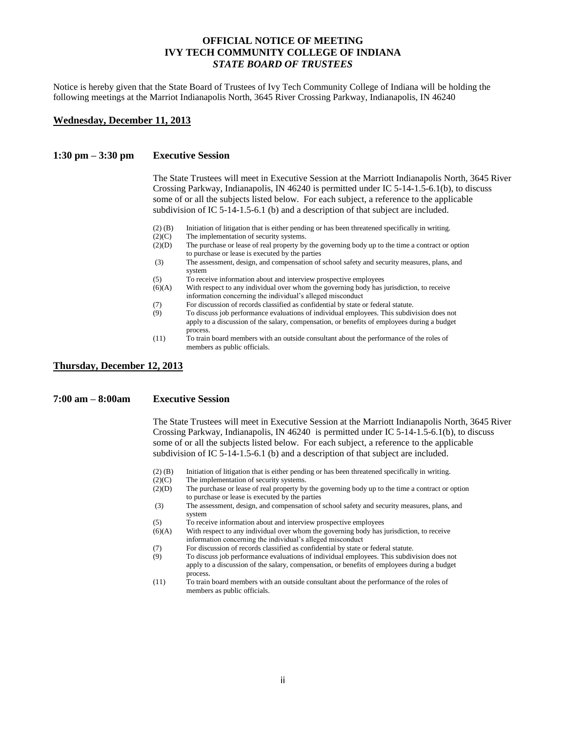# OFFICIAL NOTICE OF MEETING
# IVY TECH COMMUNITY COLLEGE OF INDIANA
## *STATE BOARD OF TRUSTEES*

Notice is hereby given that the State Board of Trustees of Ivy Tech Community College of Indiana will be holding the following meetings at the Marriot Indianapolis North, 3645 River Crossing Parkway, Indianapolis, IN 46240

## Wednesday, December 11, 2013

### 1:30 pm – 3:30 pm Executive Session

The State Trustees will meet in Executive Session at the Marriott Indianapolis North, 3645 River Crossing Parkway, Indianapolis, IN 46240 is permitted under IC 5-14-1.5-6.1(b), to discuss some of or all the subjects listed below. For each subject, a reference to the applicable subdivision of IC 5-14-1.5-6.1 (b) and a description of that subject are included.

- (2) (B) Initiation of litigation that is either pending or has been threatened specifically in writing.
- (2)(C) The implementation of security systems.
- (2)(D) The purchase or lease of real property by the governing body up to the time a contract or option to purchase or lease is executed by the parties
- (3) The assessment, design, and compensation of school safety and security measures, plans, and system
- (5) To receive information about and interview prospective employees
- (6)(A) With respect to any individual over whom the governing body has jurisdiction, to receive information concerning the individual's alleged misconduct
- (7) For discussion of records classified as confidential by state or federal statute.
- (9) To discuss job performance evaluations of individual employees. This subdivision does not apply to a discussion of the salary, compensation, or benefits of employees during a budget process.
- (11) To train board members with an outside consultant about the performance of the roles of members as public officials.

## Thursday, December 12, 2013

### 7:00 am – 8:00am Executive Session

The State Trustees will meet in Executive Session at the Marriott Indianapolis North, 3645 River Crossing Parkway, Indianapolis, IN 46240 is permitted under IC 5-14-1.5-6.1(b), to discuss some of or all the subjects listed below. For each subject, a reference to the applicable subdivision of IC 5-14-1.5-6.1 (b) and a description of that subject are included.

- (2) (B) Initiation of litigation that is either pending or has been threatened specifically in writing.
- (2)(C) The implementation of security systems.
- (2)(D) The purchase or lease of real property by the governing body up to the time a contract or option to purchase or lease is executed by the parties
- (3) The assessment, design, and compensation of school safety and security measures, plans, and system
- (5) To receive information about and interview prospective employees
- (6)(A) With respect to any individual over whom the governing body has jurisdiction, to receive information concerning the individual's alleged misconduct
- (7) For discussion of records classified as confidential by state or federal statute.
- (9) To discuss job performance evaluations of individual employees. This subdivision does not apply to a discussion of the salary, compensation, or benefits of employees during a budget process.
- (11) To train board members with an outside consultant about the performance of the roles of members as public officials.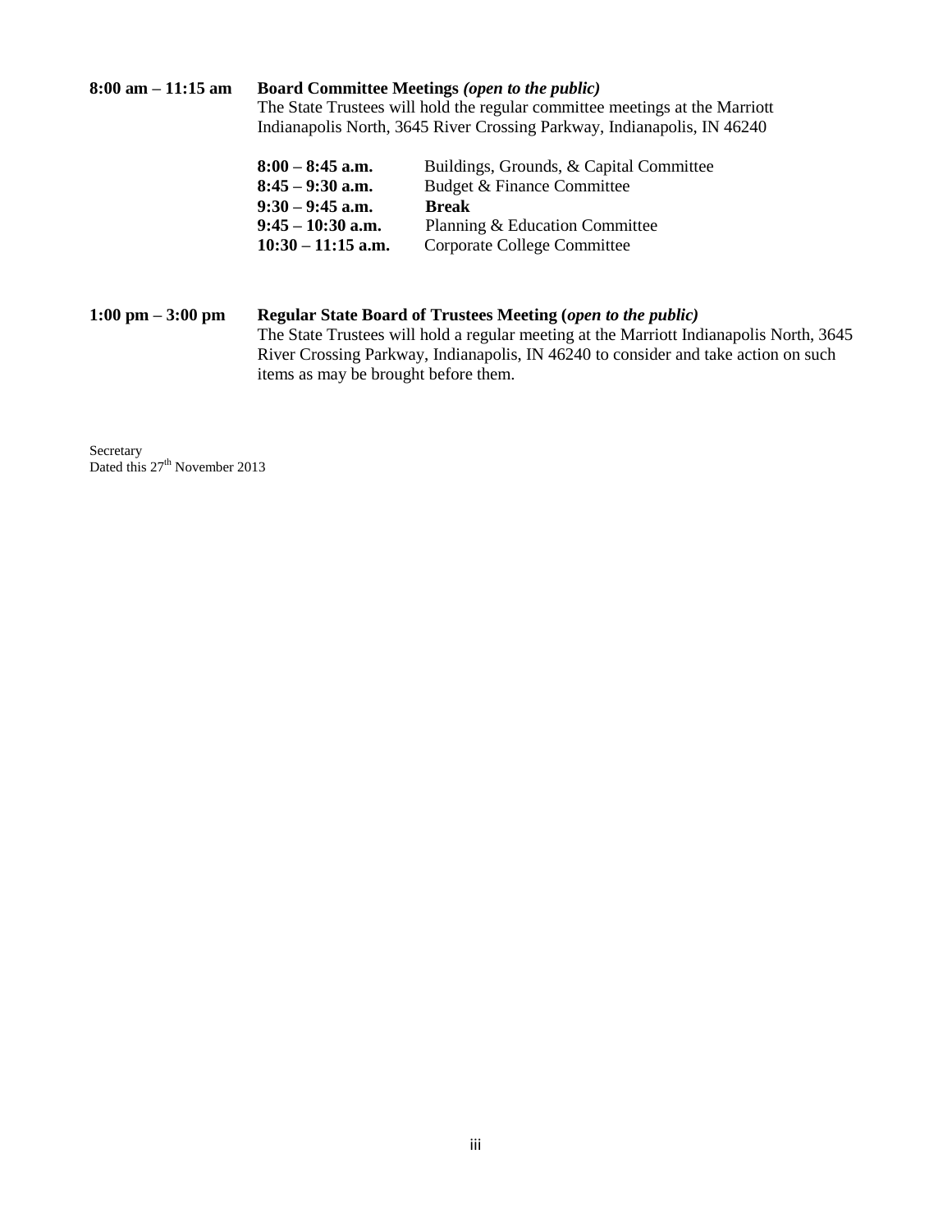**8:00 am – 11:15 am** **Board Committee Meetings *(open to the public)***

The State Trustees will hold the regular committee meetings at the Marriott Indianapolis North, 3645 River Crossing Parkway, Indianapolis, IN 46240

| | |
|---|---|
| **8:00 – 8:45 a.m.** | Buildings, Grounds, & Capital Committee |
| **8:45 – 9:30 a.m.** | Budget & Finance Committee |
| **9:30 – 9:45 a.m.** | **Break** |
| **9:45 – 10:30 a.m.** | Planning & Education Committee |
| **10:30 – 11:15 a.m.** | Corporate College Committee |

**1:00 pm – 3:00 pm** **Regular State Board of Trustees Meeting (*open to the public)***

The State Trustees will hold a regular meeting at the Marriott Indianapolis North, 3645 River Crossing Parkway, Indianapolis, IN 46240 to consider and take action on such items as may be brought before them.

Secretary
Dated this 27th November 2013